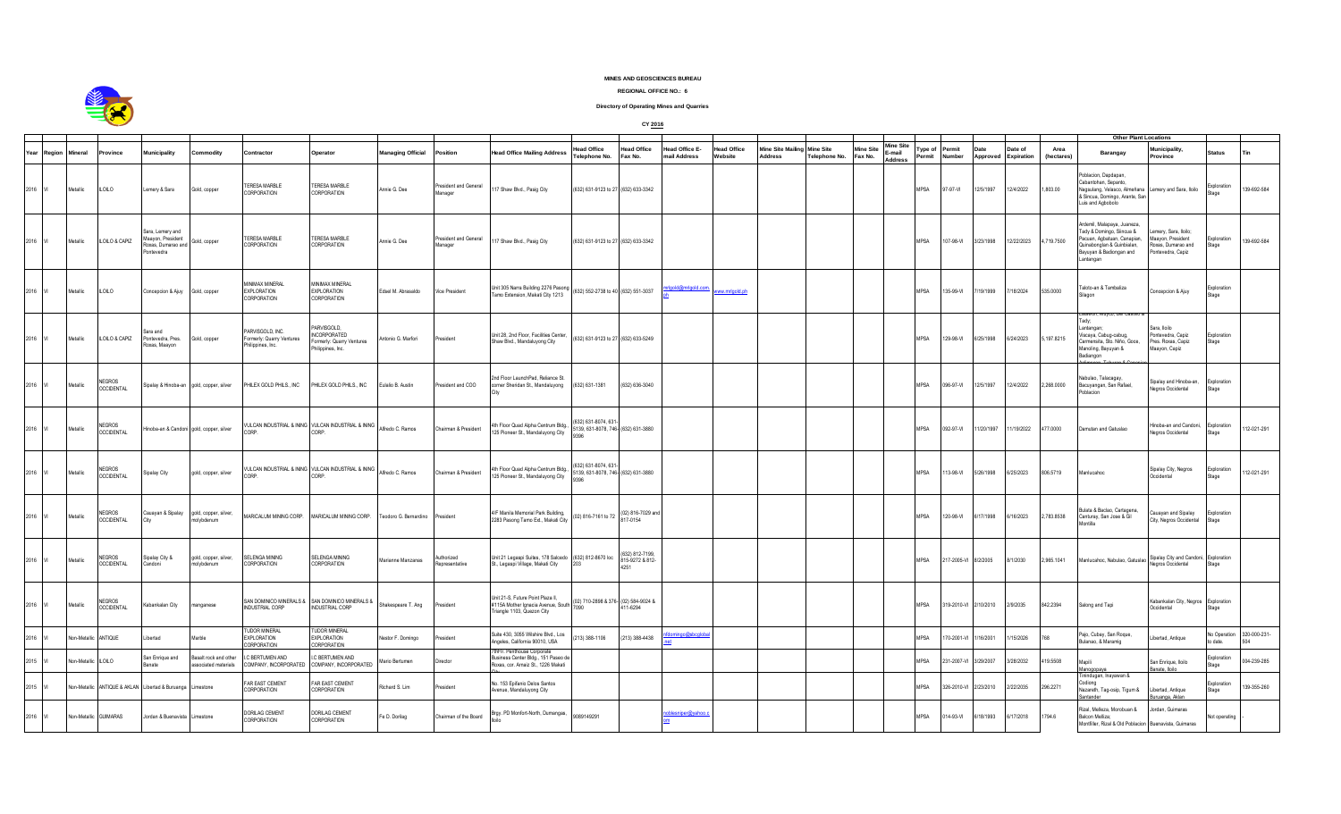# MINES AND GEOSCIENCES BUREAU

## REGIONAL OFFICE NO.: 6

### Directory of Operating Mines and Quarries

**CY 2016**

| Year | Region | Mineral | Province | Municipality | Commodity | Contractor | Operator | Managing Official | Position | Head Office Mailing Address | Head Office Telephone No. | Head Office Fax No. | Head Office E-mail Address | Head Office Website | Mine Site Mailing Address | Mine Site Telephone No. | Mine Site Fax No. | Mine Site E-mail Address | Type of Permit | Permit Number | Date Approved | Date of Expiration | Area (hectares) | Other Plant Locations Barangay | Other Plant Locations Municipality, Province | Status | Tin |
|---|---|---|---|---|---|---|---|---|---|---|---|---|---|---|---|---|---|---|---|---|---|---|---|---|---|---|---|
| 2016 | VI | Metallic | ILOILO | Lemery & Sara | Gold, copper | TERESA MARBLE CORPORATION | TERESA MARBLE CORPORATION | Annie G. Dee | President and General Manager | 117 Shaw Blvd., Pasig City | (632) 631-8123 to 27 | (632) 633-3342 | | | | | | | MPSA | 97-97-VI | 12/5/1997 | 12/4/2022 | 1,803.00 | Poblacion, Dapdapan, Cabantohan, Sepanto, Nagsulang, Velasco, Almeñana & Sincua, Domingo, Arante, San Luis and Agbobolo | Lemery and Sara, Iloilo | Exploration Stage | 139-692-584 |
| 2016 | VI | Metallic | ILOILO & CAPIZ | Sara, Lemery and Maayon, President Roxas, Dumarao and Pontevedra | Gold, copper | TERESA MARBLE CORPORATION | TERESA MARBLE CORPORATION | Annie G. Dee | President and General Manager | 117 Shaw Blvd., Pasig City | (632) 631-8123 to 27 | (632) 633-3342 | | | | | | | MPSA | 107-98-VI | 3/23/1998 | 12/22/2023 | 4,719.7500 | Ardemil, Malapaya, Juaneza, Tady & Domingo, Sincua & Pacuan, Agbalsan, Canapian, Quinabonglan & Quinbalan, Bayuyan & Badiongan and Lantangan | Lemery, Sara, Iloilo; Maayon, President Roxas, Dumarao and Pontevedra, Capiz | Exploration Stage | 139-692-584 |
| 2016 | VI | Metallic | ILOILO | Concepcion & Ajuy | Gold, copper | MINIMAX MINERAL EXPLORATION CORPORATION | MINIMAX MINERAL EXPLORATION CORPORATION | Edsel M. Abrasaldo | Vice President | Unit 305 Narra Building 2276 Pasong Tamo Extension, Makati City 1213 | (632) 552-2738 to 40 | (632) 551-3037 | mrlgold@mrlgold.com.ph | www.mrlgold.ph | | | | | MPSA | 135-99-VI | 7/19/1999 | 7/18/2024 | 535.0000 | Taloto-an & Tambaliza Silagon | Concepcion & Ajuy | Exploration Stage | |
| 2016 | VI | Metallic | ILOILO & CAPIZ | Sara and Pontevedra, Pres. Roxas, Maayon | Gold, copper | PARVISGOLD, INC. Formerly: Quarry Ventures Philippines, Inc. | PARVISGOLD, INCORPORATED Formerly: Quarry Ventures Philippines, Inc. | Antonio G. Marfori | President | Unit 28, 2nd Floor, Facilities Center, Shaw Blvd., Mandaluyong City | (632) 631-8123 to 27 | (632) 633-5249 | | | | | | | MPSA | 129-98-VI | 6/25/1998 | 6/24/2023 | 5,187.8215 | Casasan, Maytoc, Del Castillo & Tady; Lantangan, Visaya, Cabug-cabug, Carmensita, Sto. Niño, Goce, Manoling, Bayuyan & Badiongan ... | Sara, Iloilo Pontevedra, Capiz Pres. Roxas, Capiz Maayon, Capiz | Exploration Stage | |
| 2016 | VI | Metallic | NEGROS OCCIDENTAL | Sipalay & Hinoba-an | gold, copper, silver | PHILEX GOLD PHILS., INC | PHILEX GOLD PHILS., INC | Eulalio B. Austin | President and COO | 2nd Floor LaunchPad, Reliance St. corner Sheridan St., Mandaluyong City | (632) 631-1381 | (632) 636-3040 | | | | | | | MPSA | 096-97-VI | 12/5/1997 | 12/4/2022 | 2,268.0000 | Nabulao, Talacagay, Bacuyangan, San Rafael, Poblacion | Sipalay and Hinoba-an, Negros Occidental | Exploration Stage | |
| 2016 | VI | Metallic | NEGROS OCCIDENTAL | Hinoba-an & Candoni | gold, copper, silver | VULCAN INDUSTRIAL & INING CORP. | VULCAN INDUSTRIAL & INING CORP. | Alfredo C. Ramos | Chairman & President | 4th Floor Quad Alpha Centrum Bldg. 125 Pioneer St., Mandaluyong City | (632) 631-8074, 631-5139, 631-8078, 746-9396 | (632) 631-3880 | | | | | | | MPSA | 092-97-VI | 11/20/1997 | 11/19/2022 | 477.0000 | Damutan and Gatuslao | Hinoba-an and Candoni, Negros Occidental | Exploration Stage | 112-021-291 |
| 2016 | VI | Metallic | NEGROS OCCIDENTAL | Sipalay City | gold, copper, silver | VULCAN INDUSTRIAL & INING CORP. | VULCAN INDUSTRIAL & INING CORP. | Alfredo C. Ramos | Chairman & President | 4th Floor Quad Alpha Centrum Bldg. 125 Pioneer St., Mandaluyong City | (632) 631-8074, 631-5139, 631-8078, 746-9396 | (632) 631-3880 | | | | | | | MPSA | 113-98-VI | 5/26/1998 | 5/25/2023 | 806.5719 | Manlucahoc | Sipalay City, Negros Occidental | Exploration Stage | 112-021-291 |
| 2016 | VI | Metallic | NEGROS OCCIDENTAL | Cauayan & Sipalay City | gold, copper, silver, molybdenum | MARICALUM MINING CORP. | MARICALUM MINING CORP. | Teodoro G. Bernardino | President | 4/F Manila Memorial Park Building, 2283 Pasong Tamo Ext., Makati City | (02) 816-7161 to 72 | (02) 816-7029 and 817-0154 | | | | | | | MPSA | 120-98-VI | 6/17/1998 | 6/16/2023 | 2,783.8538 | Bulata & Bacbao, Cartagena, Canturay, San Jose & Gil Montilla | Cauayan and Sipalay City, Negros Occidental | Exploration Stage | |
| 2016 | VI | Metallic | NEGROS OCCIDENTAL | Sipalay City & Candoni | gold, copper, silver, molybdenum | SELENGA MINING CORPORATION | SELENGA MINING CORPORATION | Marianne Manzanas | Authorized Representatives | Unit 21 Legaspi Suites, 178 Salcedo St., Legaspi Village, Makati City | (632) 812-8670 loc 203 | (632) 812-7199, 815-9272 & 812-4251 | | | | | | | MPSA | 217-2005-VI | 8/2/2005 | 8/1/2030 | 2,965.1041 | Manlucahoc, Nabulao, Gatuslao | Sipalay City and Candoni, Negros Occidental | Exploration Stage | |
| 2016 | VI | Metallic | NEGROS OCCIDENTAL | Kabankalan City | manganese | SAN DOMINICO MINERALS & INDUSTRIAL CORP | SAN DOMINICO MINERALS & INDUSTRIAL CORP | Shakespeare T. Ang | President | Unit 21-S, Future Point Plaza II, #115A Mother Ignacia Avenue, South Triangle 1103, Quezon City | (02) 710-2898 & 376-7090 | (02) 584-9024 & 411-6294 | | | | | | | MPSA | 319-2010-VI | 2/10/2010 | 2/9/2035 | 842.2394 | Salong and Tapi | Kabankalan City, Negros Occidental | Exploration Stage | |
| 2016 | VI | Non-Metallic | ANTIQUE | Libertad | Marble | TUDOR MINERAL EXPLORATION CORPORATION | TUDOR MINERAL EXPLORATION CORPORATION | Nestor F. Domingo | President | Suite 430, 3055 Wilshire Blvd., Los Angeles, California 90010, USA | (213) 388-1106 | (213) 388-4438 | nfdomingo@sbcglobal.net | | | | | | MPSA | 170-2001-VI | 1/16/2001 | 1/15/2026 | 768 | Pajo, Cubay, San Roque, Bulanao, & Maramig | Libertad, Antique | No Operation to date. | 320-000-231-504 |
| 2015 | VI | Non-Metallic | ILOILO | San Enrique and Banate | Basalt rock and other associated materials | I.C BERTUMEN AND COMPANY, INCORPORATED | I.C BERTUMEN AND COMPANY, INCORPORATED | Mario Bertumen | Director | 7th Fl. Penthouse Corporate Business Center Bldg., 151 Paseo de Roxas, cor. Arnaiz St., 1226 Makati City | | | | | | | | | MPSA | 231-2007-VI | 3/29/2007 | 3/28/2032 | 419.5508 | Majoli Manogopaya | San Enrique, Iloilo Banate, Iloilo | Exploration Stage | 004-239-285 |
| 2015 | VI | Non-Metallic | ANTIQUE & AKLAN | Libertad & Buruanga | Limestone | FAR EAST CEMENT CORPORATION | FAR EAST CEMENT CORPORATION | Richard S. Lim | President | No. 153 Epifanio Delos Santos Avenue, Mandaluyong City | | | | | | | | | MPSA | 326-2010-VI | 2/23/2010 | 2/22/2035 | 296.2271 | Trinidugan, Inayawan & Codiong Nazareth, Tag-osip, Tigum & Santander | Libertad, Antique Buruanga, Aklan | Exploration Stage | 139-355-260 |
| 2016 | VI | Non-Metallic | GUIMARAS | Jordan & Buenavista | Limestone | DORILAG CEMENT CORPORATION | DORILAG CEMENT CORPORATION | Fe D. Dorilag | Chairman of the Board | Brgy. PD Monfort-North, Dumangas, Iloilo | 9089149291 | | noblesniper@yahoo.com | | | | | | MPSA | 014-93-VI | 6/18/1993 | 6/17/2018 | 1794.6 | Rizal, Melleza, Morobuan & Balcon Melliza; Montfiller, Rizal & Old Poblacion | Jordan, Guimaras Buenavista, Guimaras | Not operating | - |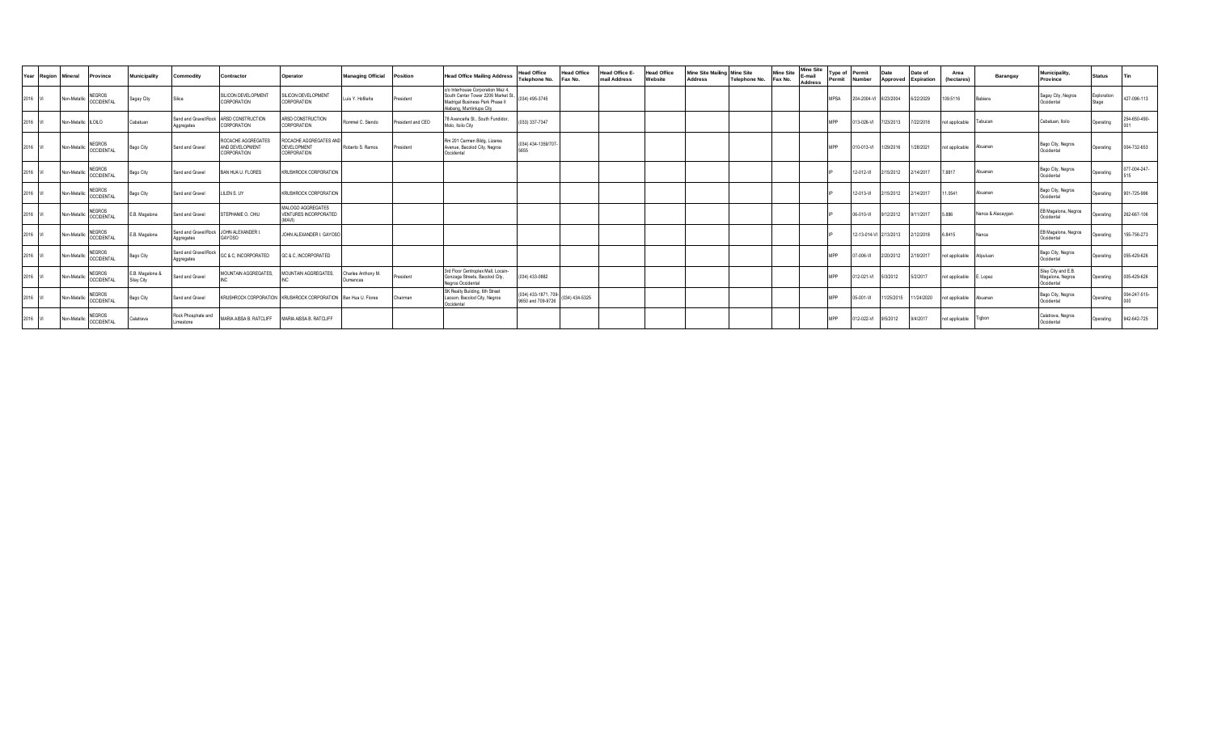| Year | Region | Mineral | Province | Municipality | Commodity | Contractor | Operator | Managing Official | Position | Head Office Mailing Address | Head Office Telephone No. | Head Office Fax No. | Head Office E-mail Address | Head Office Website | Mine Site Mailing Address | Mine Site Telephone No. | Mine Site Fax No. | Mine Site E-mail Address | Type of Permit | Permit Number | Date Approved | Date of Expiration | Area (hectares) | Barangay | Municipality, Province | Status | Tin |
|---|---|---|---|---|---|---|---|---|---|---|---|---|---|---|---|---|---|---|---|---|---|---|---|---|---|---|---|
| 2016 | VI | Non-Metallic | NEGROS OCCIDENTAL | Sagay City | Silica | SILICON DEVELOPMENT CORPORATION | SILICON DEVELOPMENT CORPORATION | Luis Y. Hofileña | President | c/o Interhouse Corporation Mez 4, South Center Tower 2206 Market St, Madrigal Business Park Phase II Alabang, Muntinlupa City | (034) 495-3745 | | | | | | | | MPSA | 204-2004-VI | 6/23/2004 | 6/22/2029 | 109.5116 | Babiera | Sagay City, Negros Occidental | Exploration Stage | 427-096-113 |
| 2016 | VI | Non-Metallic | ILOILO | Cabatuan | Sand and Gravel/Rock Aggregates | ARSD CONSTRUCTION CORPORATION | ARSD CONSTRUCTION CORPORATION | Rommel C. Siendo | President and CEO | 78 Avanceña St., South Fundidor, Molo, Iloilo City | (033) 337-7347 | | | | | | | | MPP | 013-026-VI | 7/23/2013 | 7/22/2018 | not applicable | Tabucan | Cabatuan, Iloilo | Operating | 254-650-490-001 |
| 2016 | VI | Non-Metallic | NEGROS OCCIDENTAL | Bago City | Sand and Gravel | ROCACHE AGGREGATES AND DEVELOPMENT CORPORATION | ROCACHE AGGREGATES AND DEVELOPMENT CORPORATION | Roberto S. Ramos | President | Rm 201 Carmen Bldg, Lizares Avenue, Bacolod City, Negros Occidental | (034) 434-1359/707-5655 | | | | | | | | MPP | 010-013-VI | 1/29/2016 | 1/28/2021 | not applicable | Abuanan | Bago City, Negros Occidental | Operating | 004-732-653 |
| 2016 | VI | Non-Metallic | NEGROS OCCIDENTAL | Bago City | Sand and Gravel | BAN HUA U. FLORES | KRUSHROCK CORPORATION | | | | | | | | | | | | IP | 12-012-VI | 2/15/2012 | 2/14/2017 | 7.8817 | Abuanan | Bago City, Negros Occidental | Operating | 077-004-247-515 |
| 2016 | VI | Non-Metallic | NEGROS OCCIDENTAL | Bago City | Sand and Gravel | LILEN S. UY | KRUSHROCK CORPORATION | | | | | | | | | | | | IP | 12-013-VI | 2/15/2012 | 2/14/2017 | 11.0541 | Abuanan | Bago City, Negros Occidental | Operating | 901-725-996 |
| 2016 | VI | Non-Metallic | NEGROS OCCIDENTAL | E.B. Magalona | Sand and Gravel | STEPHANIE O. CHIU | MALOGO AGGREGATES VENTURES INCORPORATED (MAVI) | | | | | | | | | | | | IP | 06-010-VI | 9/12/2012 | 9/11/2017 | 5.886 | Nanca & Alacaygan | EB Magalona, Negros Occidental | Operating | 262-667-106 |
| 2016 | VI | Non-Metallic | NEGROS OCCIDENTAL | E.B. Magalona | Sand and Gravel/Rock Aggregates | JOHN ALEXANDER I. GAYOSO | JOHN ALEXANDER I. GAYOSO | | | | | | | | | | | | IP | 12-13-014-VI | 2/13/2013 | 2/12/2018 | 6.8415 | Nanca | EB Magalona, Negros Occidental | Operating | 155-756-273 |
| 2016 | VI | Non-Metallic | NEGROS OCCIDENTAL | Bago City | Sand and Gravel/Rock Aggregates | GC & C, INCORPORATED | GC & C, INCORPORATED | | | | | | | | | | | | MPP | 07-006-VI | 2/20/2012 | 2/19/2017 | not applicable | Atipuluan | Bago City, Negros Occidental | Operating | 055-429-626 |
| 2016 | VI | Non-Metallic | NEGROS OCCIDENTAL | E.B. Magalona & Silay City | Sand and Gravel | MOUNTAIN AGGREGATES, INC | MOUNTAIN AGGREGATES, INC | Charles Anthony M. Dumancas | President | 3rd Floor Centroplex Mall, Locsin-Gonzaga Streets, Bacolod City, Negros Occidental | (034) 433-0882 | | | | | | | | MPP | 012-021-VI | 5/3/2012 | 5/2/2017 | not applicable | E. Lopez | Silay City and E.B. Magalona, Negros Occidental | Operating | 005-429-626 |
| 2016 | VI | Non-Metallic | NEGROS OCCIDENTAL | Bago City | Sand and Gravel | KRUSHROCK CORPORATION | KRUSHROCK CORPORATION | Ban Hua U. Flores | Chairman | SK Realty Building, 6th Street Lacson, Bacolod City, Negros Occidental | (034) 433-1871, 709-9650 and 709-8726 | (034) 434-5325 | | | | | | | MPP | 05-001-VI | 11/25/2015 | 11/24/2020 | not applicable | Abuanan | Bago City, Negros Occidental | Operating | 004-247-515-000 |
| 2016 | VI | Non-Metallic | NEGROS OCCIDENTAL | Calatrava | Rock Phosphate and Limestone | MARIA AISSA B. RATCLIFF | MARIA AISSA B. RATCLIFF | | | | | | | | | | | | MPP | 012-022-VI | 9/5/2012 | 9/4/2017 | not applicable | Tigbon | Calatrava, Negros Occidental | Operating | 942-642-725 |